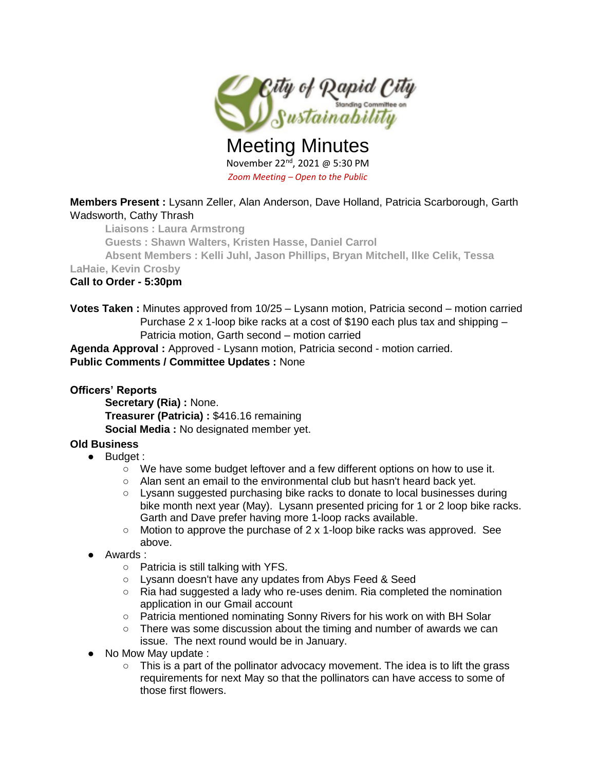City of Rapid City
Standing Committee on Sustainability

# Meeting Minutes

November 22nd, 2021 @ 5:30 PM

*Zoom Meeting – Open to the Public*

**Members Present :** Lysann Zeller, Alan Anderson, Dave Holland, Patricia Scarborough, Garth Wadsworth, Cathy Thrash

**Liaisons : Laura Armstrong**

**Guests : Shawn Walters, Kristen Hasse, Daniel Carrol**

**Absent Members : Kelli Juhl, Jason Phillips, Bryan Mitchell, Ilke Celik, Tessa LaHaie, Kevin Crosby**

**Call to Order - 5:30pm**

**Votes Taken :** Minutes approved from 10/25 – Lysann motion, Patricia second – motion carried
Purchase 2 x 1-loop bike racks at a cost of $190 each plus tax and shipping – Patricia motion, Garth second – motion carried

**Agenda Approval :** Approved - Lysann motion, Patricia second - motion carried.

**Public Comments / Committee Updates :** None

**Officers' Reports**

**Secretary (Ria) :** None.
**Treasurer (Patricia) :** $416.16 remaining
**Social Media :** No designated member yet.

**Old Business**

- Budget :
  - We have some budget leftover and a few different options on how to use it.
  - Alan sent an email to the environmental club but hasn't heard back yet.
  - Lysann suggested purchasing bike racks to donate to local businesses during bike month next year (May). Lysann presented pricing for 1 or 2 loop bike racks. Garth and Dave prefer having more 1-loop racks available.
  - Motion to approve the purchase of 2 x 1-loop bike racks was approved. See above.
- Awards :
  - Patricia is still talking with YFS.
  - Lysann doesn't have any updates from Abys Feed & Seed
  - Ria had suggested a lady who re-uses denim. Ria completed the nomination application in our Gmail account
  - Patricia mentioned nominating Sonny Rivers for his work on with BH Solar
  - There was some discussion about the timing and number of awards we can issue. The next round would be in January.
- No Mow May update :
  - This is a part of the pollinator advocacy movement. The idea is to lift the grass requirements for next May so that the pollinators can have access to some of those first flowers.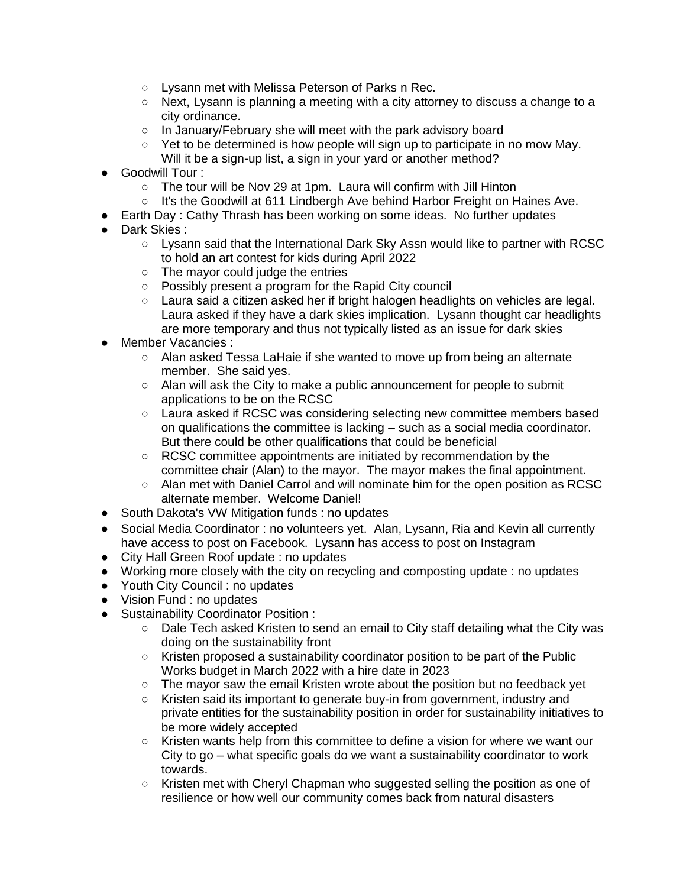- Lysann met with Melissa Peterson of Parks n Rec.
  - Next, Lysann is planning a meeting with a city attorney to discuss a change to a city ordinance.
  - In January/February she will meet with the park advisory board
  - Yet to be determined is how people will sign up to participate in no mow May. Will it be a sign-up list, a sign in your yard or another method?
- Goodwill Tour :
  - The tour will be Nov 29 at 1pm. Laura will confirm with Jill Hinton
  - It's the Goodwill at 611 Lindbergh Ave behind Harbor Freight on Haines Ave.
- Earth Day : Cathy Thrash has been working on some ideas. No further updates
- Dark Skies :
  - Lysann said that the International Dark Sky Assn would like to partner with RCSC to hold an art contest for kids during April 2022
  - The mayor could judge the entries
  - Possibly present a program for the Rapid City council
  - Laura said a citizen asked her if bright halogen headlights on vehicles are legal. Laura asked if they have a dark skies implication. Lysann thought car headlights are more temporary and thus not typically listed as an issue for dark skies
- Member Vacancies :
  - Alan asked Tessa LaHaie if she wanted to move up from being an alternate member. She said yes.
  - Alan will ask the City to make a public announcement for people to submit applications to be on the RCSC
  - Laura asked if RCSC was considering selecting new committee members based on qualifications the committee is lacking – such as a social media coordinator. But there could be other qualifications that could be beneficial
  - RCSC committee appointments are initiated by recommendation by the committee chair (Alan) to the mayor. The mayor makes the final appointment.
  - Alan met with Daniel Carrol and will nominate him for the open position as RCSC alternate member. Welcome Daniel!
- South Dakota's VW Mitigation funds : no updates
- Social Media Coordinator : no volunteers yet. Alan, Lysann, Ria and Kevin all currently have access to post on Facebook. Lysann has access to post on Instagram
- City Hall Green Roof update : no updates
- Working more closely with the city on recycling and composting update : no updates
- Youth City Council : no updates
- Vision Fund : no updates
- Sustainability Coordinator Position :
  - Dale Tech asked Kristen to send an email to City staff detailing what the City was doing on the sustainability front
  - Kristen proposed a sustainability coordinator position to be part of the Public Works budget in March 2022 with a hire date in 2023
  - The mayor saw the email Kristen wrote about the position but no feedback yet
  - Kristen said its important to generate buy-in from government, industry and private entities for the sustainability position in order for sustainability initiatives to be more widely accepted
  - Kristen wants help from this committee to define a vision for where we want our City to go – what specific goals do we want a sustainability coordinator to work towards.
  - Kristen met with Cheryl Chapman who suggested selling the position as one of resilience or how well our community comes back from natural disasters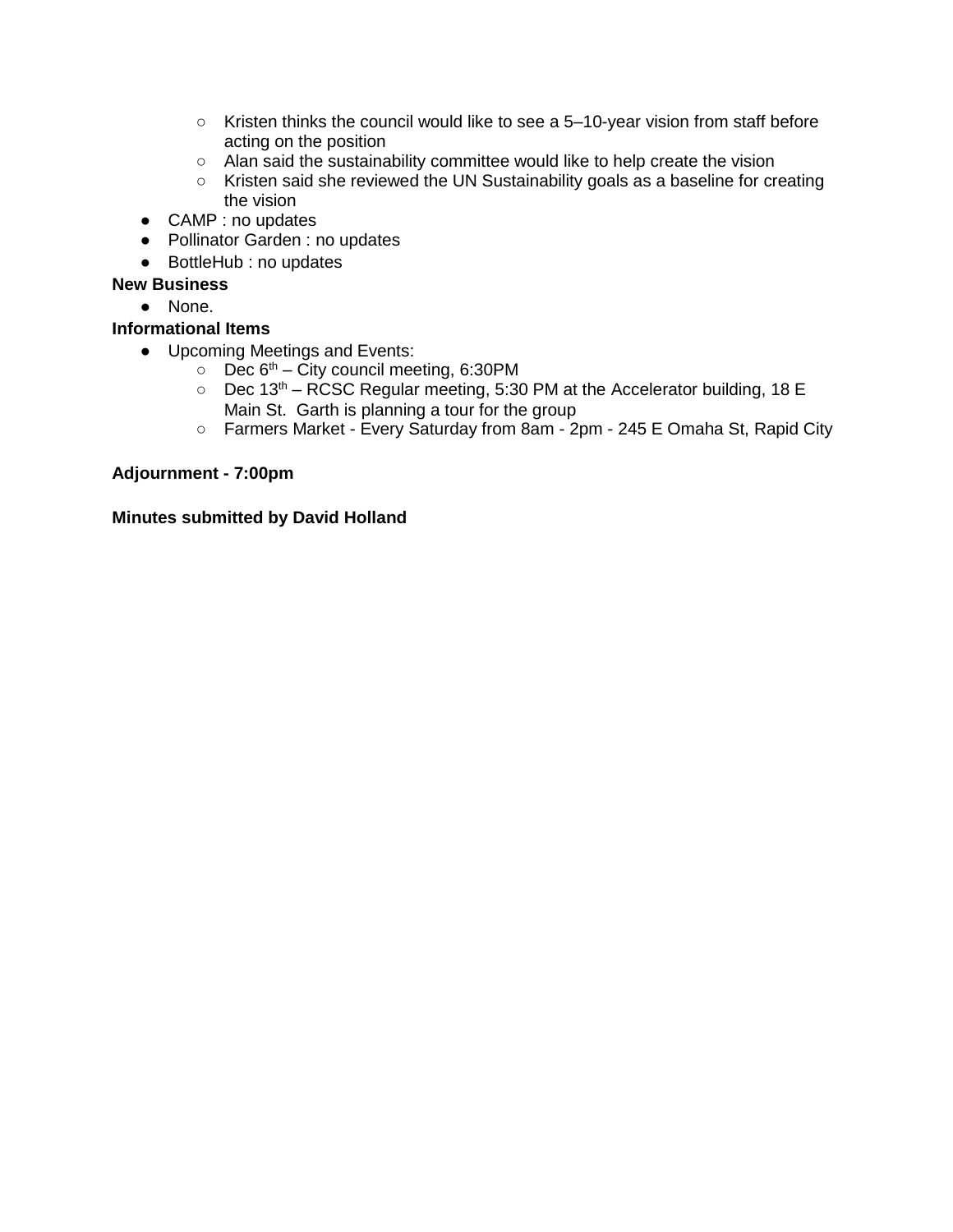- Kristen thinks the council would like to see a 5–10-year vision from staff before acting on the position
    - Alan said the sustainability committee would like to help create the vision
    - Kristen said she reviewed the UN Sustainability goals as a baseline for creating the vision
- CAMP : no updates
- Pollinator Garden : no updates
- BottleHub : no updates

**New Business**

- None.

**Informational Items**

- Upcoming Meetings and Events:
    - Dec 6th – City council meeting, 6:30PM
    - Dec 13th – RCSC Regular meeting, 5:30 PM at the Accelerator building, 18 E Main St. Garth is planning a tour for the group
    - Farmers Market - Every Saturday from 8am - 2pm - 245 E Omaha St, Rapid City

**Adjournment - 7:00pm**

**Minutes submitted by David Holland**